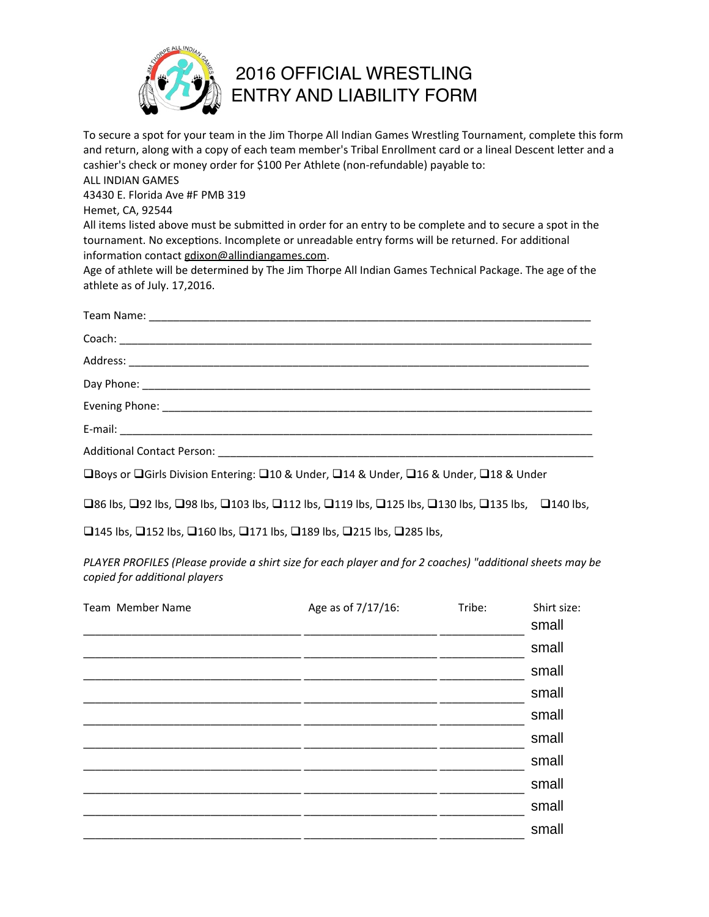# 2016 OFFICIAL WRESTLING ENTRY AND LIABILITY FORM

To secure a spot for your team in the Jim Thorpe All Indian Games Wrestling Tournament, complete this form and return, along with a copy of each team member's Tribal Enrollment card or a lineal Descent letter and a cashier's check or money order for $100 Per Athlete (non-refundable) payable to:

ALL INDIAN GAMES
43430 E. Florida Ave #F PMB 319
Hemet, CA, 92544

All items listed above must be submitted in order for an entry to be complete and to secure a spot in the tournament. No exceptions. Incomplete or unreadable entry forms will be returned. For additional information contact gdixon@allindiangames.com.

Age of athlete will be determined by The Jim Thorpe All Indian Games Technical Package. The age of the athlete as of July. 17,2016.

Team Name: ____________________________________________

Coach: ____________________________________________

Address: ____________________________________________

Day Phone: ____________________________________________

Evening Phone: ____________________________________________

E-mail: ____________________________________________

Additional Contact Person: ____________________________________________

❑Boys or ❑Girls Division Entering: ❑10 & Under, ❑14 & Under, ❑16 & Under, ❑18 & Under

❑86 lbs, ❑92 lbs, ❑98 lbs, ❑103 lbs, ❑112 lbs, ❑119 lbs, ❑125 lbs, ❑130 lbs, ❑135 lbs, ❑140 lbs,

❑145 lbs, ❑152 lbs, ❑160 lbs, ❑171 lbs, ❑189 lbs, ❑215 lbs, ❑285 lbs,

*PLAYER PROFILES (Please provide a shirt size for each player and for 2 coaches) "additional sheets may be copied for additional players*

| Team Member Name | Age as of 7/17/16: | Tribe: | Shirt size: |
|---|---|---|---|
| | | | small |
| | | | small |
| | | | small |
| | | | small |
| | | | small |
| | | | small |
| | | | small |
| | | | small |
| | | | small |
| | | | small |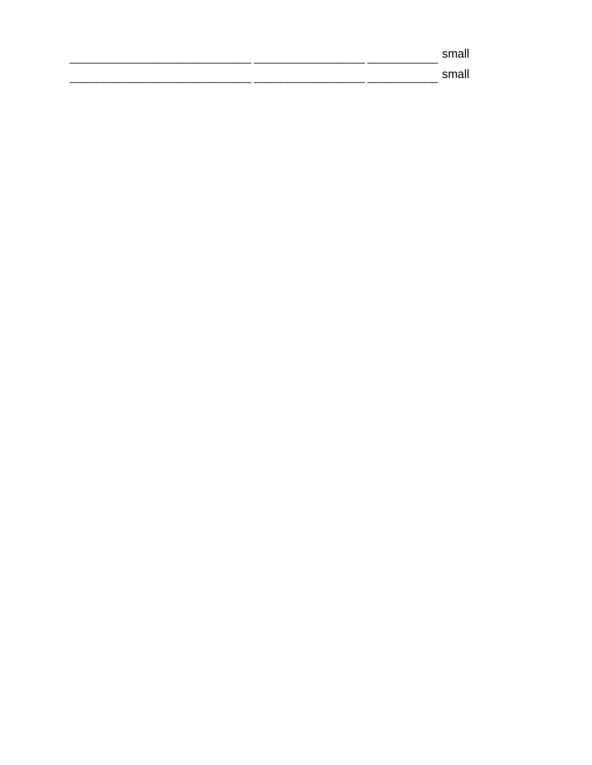_____________________________ _________________ ___________ small
_____________________________ _________________ ___________ small